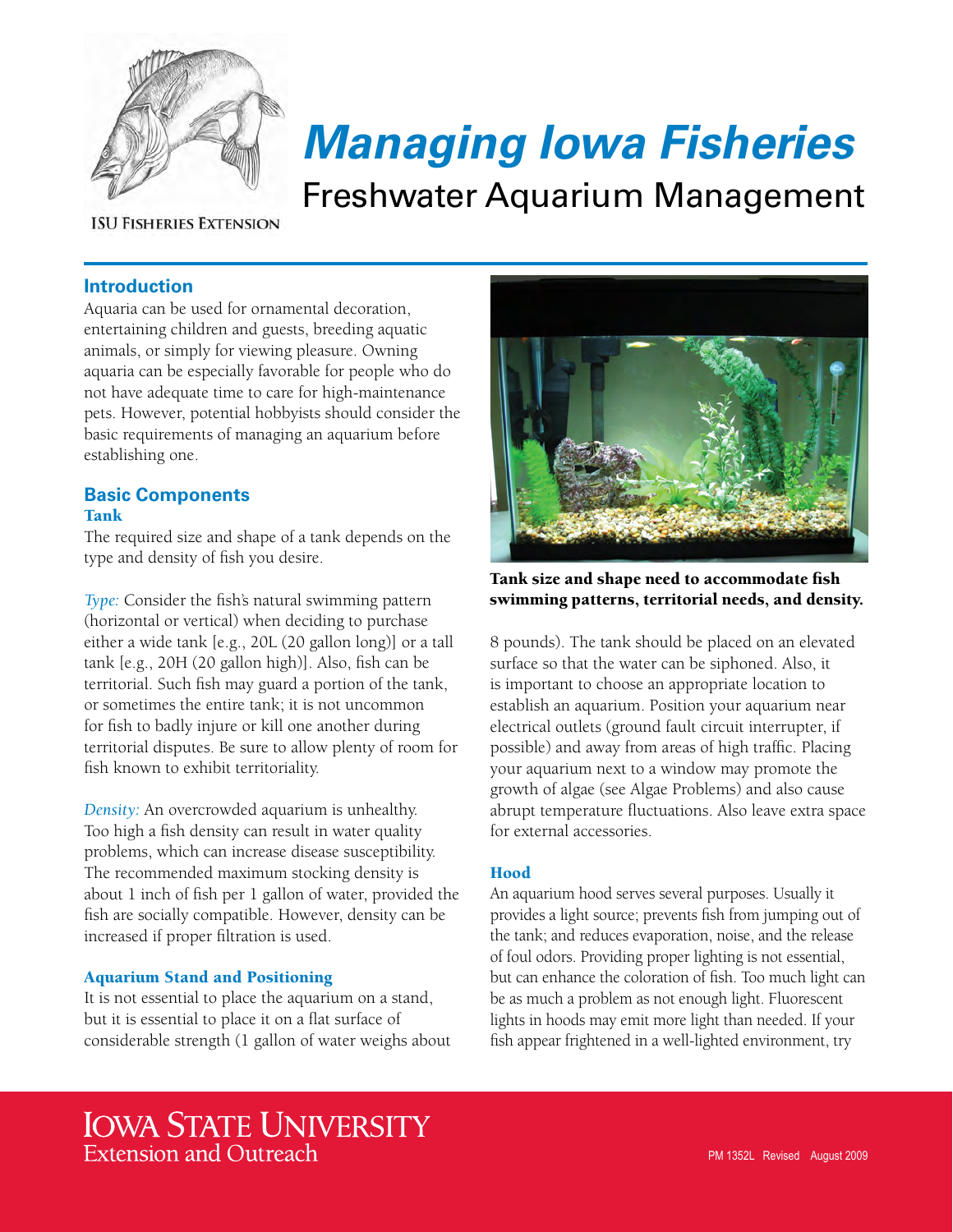# *Managing Iowa Fisheries*

## Freshwater Aquarium Management

ISU Fisheries Extension

## Introduction

Aquaria can be used for ornamental decoration, entertaining children and guests, breeding aquatic animals, or simply for viewing pleasure. Owning aquaria can be especially favorable for people who do not have adequate time to care for high-maintenance pets. However, potential hobbyists should consider the basic requirements of managing an aquarium before establishing one.

## Basic Components

### Tank

The required size and shape of a tank depends on the type and density of fish you desire.

*Type:* Consider the fish's natural swimming pattern (horizontal or vertical) when deciding to purchase either a wide tank [e.g., 20L (20 gallon long)] or a tall tank [e.g., 20H (20 gallon high)]. Also, fish can be territorial. Such fish may guard a portion of the tank, or sometimes the entire tank; it is not uncommon for fish to badly injure or kill one another during territorial disputes. Be sure to allow plenty of room for fish known to exhibit territoriality.

*Density:* An overcrowded aquarium is unhealthy. Too high a fish density can result in water quality problems, which can increase disease susceptibility. The recommended maximum stocking density is about 1 inch of fish per 1 gallon of water, provided the fish are socially compatible. However, density can be increased if proper filtration is used.

**Tank size and shape need to accommodate fish swimming patterns, territorial needs, and density.**

### Aquarium Stand and Positioning

It is not essential to place the aquarium on a stand, but it is essential to place it on a flat surface of considerable strength (1 gallon of water weighs about 8 pounds). The tank should be placed on an elevated surface so that the water can be siphoned. Also, it is important to choose an appropriate location to establish an aquarium. Position your aquarium near electrical outlets (ground fault circuit interrupter, if possible) and away from areas of high traffic. Placing your aquarium next to a window may promote the growth of algae (see Algae Problems) and also cause abrupt temperature fluctuations. Also leave extra space for external accessories.

### Hood

An aquarium hood serves several purposes. Usually it provides a light source; prevents fish from jumping out of the tank; and reduces evaporation, noise, and the release of foul odors. Providing proper lighting is not essential, but can enhance the coloration of fish. Too much light can be as much a problem as not enough light. Fluorescent lights in hoods may emit more light than needed. If your fish appear frightened in a well-lighted environment, try

Iowa State University Extension and Outreach

PM 1352L Revised August 2009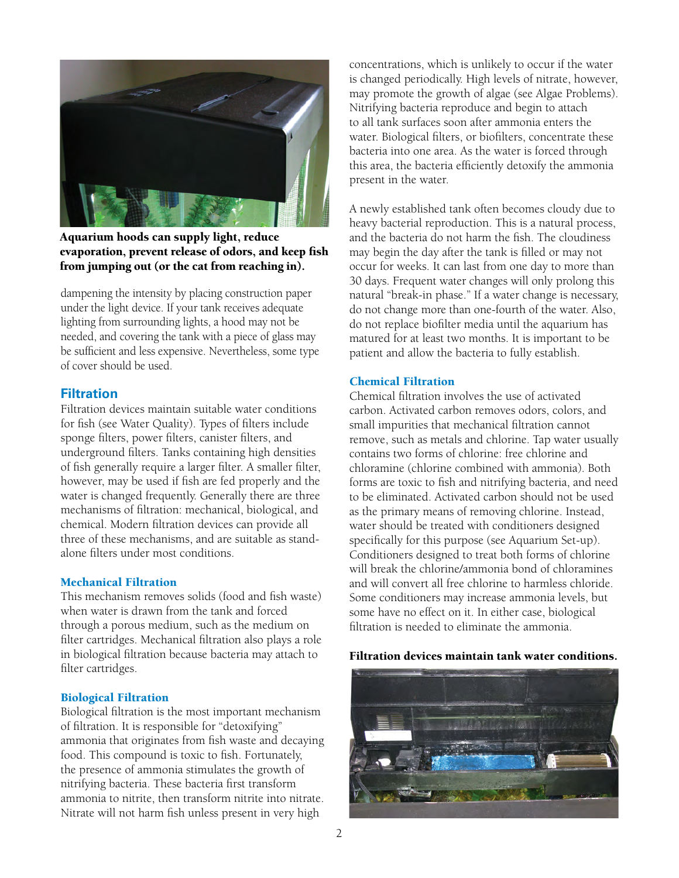**Aquarium hoods can supply light, reduce evaporation, prevent release of odors, and keep fish from jumping out (or the cat from reaching in).**

dampening the intensity by placing construction paper under the light device. If your tank receives adequate lighting from surrounding lights, a hood may not be needed, and covering the tank with a piece of glass may be sufficient and less expensive. Nevertheless, some type of cover should be used.

## Filtration

Filtration devices maintain suitable water conditions for fish (see Water Quality). Types of filters include sponge filters, power filters, canister filters, and underground filters. Tanks containing high densities of fish generally require a larger filter. A smaller filter, however, may be used if fish are fed properly and the water is changed frequently. Generally there are three mechanisms of filtration: mechanical, biological, and chemical. Modern filtration devices can provide all three of these mechanisms, and are suitable as stand-alone filters under most conditions.

### Mechanical Filtration

This mechanism removes solids (food and fish waste) when water is drawn from the tank and forced through a porous medium, such as the medium on filter cartridges. Mechanical filtration also plays a role in biological filtration because bacteria may attach to filter cartridges.

### Biological Filtration

Biological filtration is the most important mechanism of filtration. It is responsible for "detoxifying" ammonia that originates from fish waste and decaying food. This compound is toxic to fish. Fortunately, the presence of ammonia stimulates the growth of nitrifying bacteria. These bacteria first transform ammonia to nitrite, then transform nitrite into nitrate. Nitrate will not harm fish unless present in very high concentrations, which is unlikely to occur if the water is changed periodically. High levels of nitrate, however, may promote the growth of algae (see Algae Problems). Nitrifying bacteria reproduce and begin to attach to all tank surfaces soon after ammonia enters the water. Biological filters, or biofilters, concentrate these bacteria into one area. As the water is forced through this area, the bacteria efficiently detoxify the ammonia present in the water.

A newly established tank often becomes cloudy due to heavy bacterial reproduction. This is a natural process, and the bacteria do not harm the fish. The cloudiness may begin the day after the tank is filled or may not occur for weeks. It can last from one day to more than 30 days. Frequent water changes will only prolong this natural "break-in phase." If a water change is necessary, do not change more than one-fourth of the water. Also, do not replace biofilter media until the aquarium has matured for at least two months. It is important to be patient and allow the bacteria to fully establish.

### Chemical Filtration

Chemical filtration involves the use of activated carbon. Activated carbon removes odors, colors, and small impurities that mechanical filtration cannot remove, such as metals and chlorine. Tap water usually contains two forms of chlorine: free chlorine and chloramine (chlorine combined with ammonia). Both forms are toxic to fish and nitrifying bacteria, and need to be eliminated. Activated carbon should not be used as the primary means of removing chlorine. Instead, water should be treated with conditioners designed specifically for this purpose (see Aquarium Set-up). Conditioners designed to treat both forms of chlorine will break the chlorine/ammonia bond of chloramines and will convert all free chlorine to harmless chloride. Some conditioners may increase ammonia levels, but some have no effect on it. In either case, biological filtration is needed to eliminate the ammonia.

**Filtration devices maintain tank water conditions.**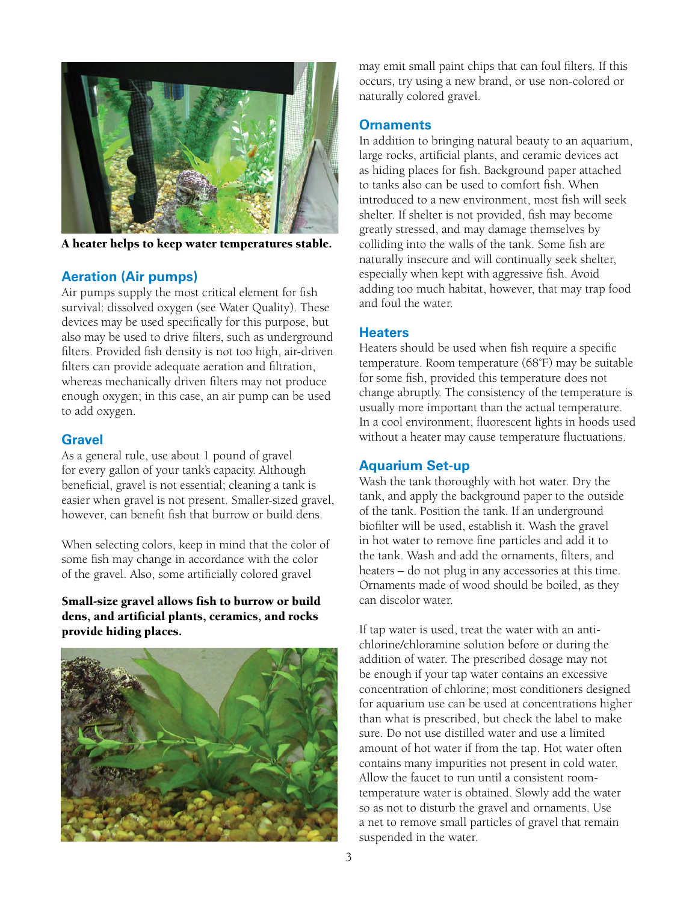A heater helps to keep water temperatures stable.

## Aeration (Air pumps)

Air pumps supply the most critical element for fish survival: dissolved oxygen (see Water Quality). These devices may be used specifically for this purpose, but also may be used to drive filters, such as underground filters. Provided fish density is not too high, air-driven filters can provide adequate aeration and filtration, whereas mechanically driven filters may not produce enough oxygen; in this case, an air pump can be used to add oxygen.

## Gravel

As a general rule, use about 1 pound of gravel for every gallon of your tank's capacity. Although beneficial, gravel is not essential; cleaning a tank is easier when gravel is not present. Smaller-sized gravel, however, can benefit fish that burrow or build dens.

When selecting colors, keep in mind that the color of some fish may change in accordance with the color of the gravel. Also, some artificially colored gravel may emit small paint chips that can foul filters. If this occurs, try using a new brand, or use non-colored or naturally colored gravel.

**Small-size gravel allows fish to burrow or build dens, and artificial plants, ceramics, and rocks provide hiding places.**

## Ornaments

In addition to bringing natural beauty to an aquarium, large rocks, artificial plants, and ceramic devices act as hiding places for fish. Background paper attached to tanks also can be used to comfort fish. When introduced to a new environment, most fish will seek shelter. If shelter is not provided, fish may become greatly stressed, and may damage themselves by colliding into the walls of the tank. Some fish are naturally insecure and will continually seek shelter, especially when kept with aggressive fish. Avoid adding too much habitat, however, that may trap food and foul the water.

## Heaters

Heaters should be used when fish require a specific temperature. Room temperature (68°F) may be suitable for some fish, provided this temperature does not change abruptly. The consistency of the temperature is usually more important than the actual temperature. In a cool environment, fluorescent lights in hoods used without a heater may cause temperature fluctuations.

## Aquarium Set-up

Wash the tank thoroughly with hot water. Dry the tank, and apply the background paper to the outside of the tank. Position the tank. If an underground biofilter will be used, establish it. Wash the gravel in hot water to remove fine particles and add it to the tank. Wash and add the ornaments, filters, and heaters – do not plug in any accessories at this time. Ornaments made of wood should be boiled, as they can discolor water.

If tap water is used, treat the water with an anti-chlorine/chloramine solution before or during the addition of water. The prescribed dosage may not be enough if your tap water contains an excessive concentration of chlorine; most conditioners designed for aquarium use can be used at concentrations higher than what is prescribed, but check the label to make sure. Do not use distilled water and use a limited amount of hot water if from the tap. Hot water often contains many impurities not present in cold water. Allow the faucet to run until a consistent room-temperature water is obtained. Slowly add the water so as not to disturb the gravel and ornaments. Use a net to remove small particles of gravel that remain suspended in the water.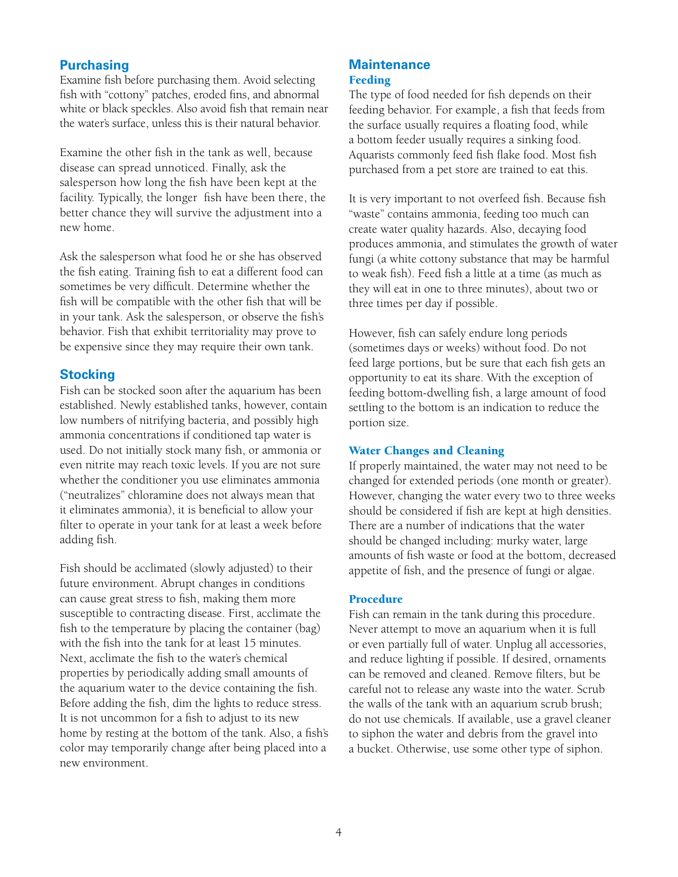## Purchasing

Examine fish before purchasing them. Avoid selecting fish with "cottony" patches, eroded fins, and abnormal white or black speckles. Also avoid fish that remain near the water's surface, unless this is their natural behavior.

Examine the other fish in the tank as well, because disease can spread unnoticed. Finally, ask the salesperson how long the fish have been kept at the facility. Typically, the longer fish have been there, the better chance they will survive the adjustment into a new home.

Ask the salesperson what food he or she has observed the fish eating. Training fish to eat a different food can sometimes be very difficult. Determine whether the fish will be compatible with the other fish that will be in your tank. Ask the salesperson, or observe the fish's behavior. Fish that exhibit territoriality may prove to be expensive since they may require their own tank.

## Stocking

Fish can be stocked soon after the aquarium has been established. Newly established tanks, however, contain low numbers of nitrifying bacteria, and possibly high ammonia concentrations if conditioned tap water is used. Do not initially stock many fish, or ammonia or even nitrite may reach toxic levels. If you are not sure whether the conditioner you use eliminates ammonia ("neutralizes" chloramine does not always mean that it eliminates ammonia), it is beneficial to allow your filter to operate in your tank for at least a week before adding fish.

Fish should be acclimated (slowly adjusted) to their future environment. Abrupt changes in conditions can cause great stress to fish, making them more susceptible to contracting disease. First, acclimate the fish to the temperature by placing the container (bag) with the fish into the tank for at least 15 minutes. Next, acclimate the fish to the water's chemical properties by periodically adding small amounts of the aquarium water to the device containing the fish. Before adding the fish, dim the lights to reduce stress. It is not uncommon for a fish to adjust to its new home by resting at the bottom of the tank. Also, a fish's color may temporarily change after being placed into a new environment.

## Maintenance

### Feeding

The type of food needed for fish depends on their feeding behavior. For example, a fish that feeds from the surface usually requires a floating food, while a bottom feeder usually requires a sinking food. Aquarists commonly feed fish flake food. Most fish purchased from a pet store are trained to eat this.

It is very important to not overfeed fish. Because fish "waste" contains ammonia, feeding too much can create water quality hazards. Also, decaying food produces ammonia, and stimulates the growth of water fungi (a white cottony substance that may be harmful to weak fish). Feed fish a little at a time (as much as they will eat in one to three minutes), about two or three times per day if possible.

However, fish can safely endure long periods (sometimes days or weeks) without food. Do not feed large portions, but be sure that each fish gets an opportunity to eat its share. With the exception of feeding bottom-dwelling fish, a large amount of food settling to the bottom is an indication to reduce the portion size.

### Water Changes and Cleaning

If properly maintained, the water may not need to be changed for extended periods (one month or greater). However, changing the water every two to three weeks should be considered if fish are kept at high densities. There are a number of indications that the water should be changed including: murky water, large amounts of fish waste or food at the bottom, decreased appetite of fish, and the presence of fungi or algae.

### Procedure

Fish can remain in the tank during this procedure. Never attempt to move an aquarium when it is full or even partially full of water. Unplug all accessories, and reduce lighting if possible. If desired, ornaments can be removed and cleaned. Remove filters, but be careful not to release any waste into the water. Scrub the walls of the tank with an aquarium scrub brush; do not use chemicals. If available, use a gravel cleaner to siphon the water and debris from the gravel into a bucket. Otherwise, use some other type of siphon.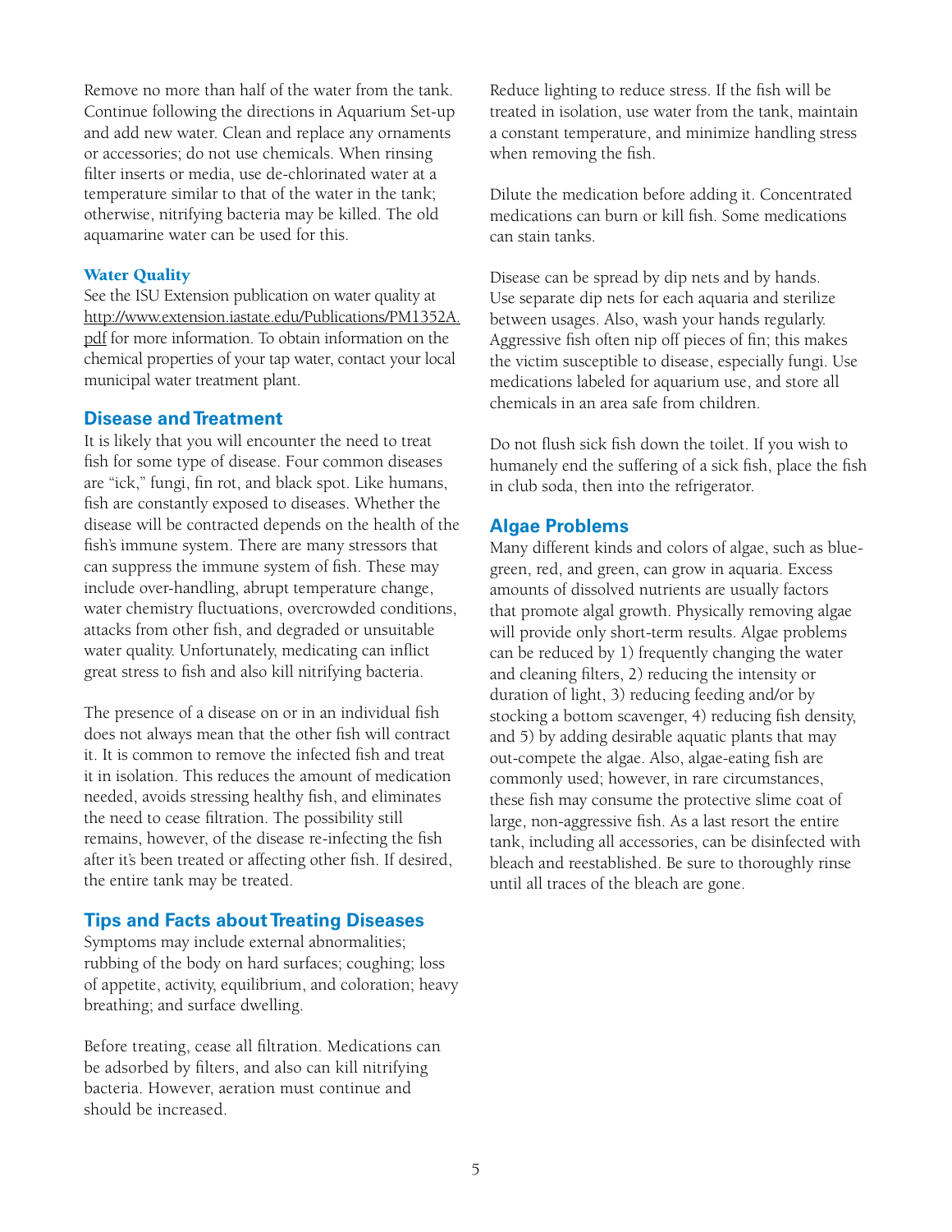Remove no more than half of the water from the tank. Continue following the directions in Aquarium Set-up and add new water. Clean and replace any ornaments or accessories; do not use chemicals. When rinsing filter inserts or media, use de-chlorinated water at a temperature similar to that of the water in the tank; otherwise, nitrifying bacteria may be killed. The old aquamarine water can be used for this.

### Water Quality

See the ISU Extension publication on water quality at http://www.extension.iastate.edu/Publications/PM1352A.pdf for more information. To obtain information on the chemical properties of your tap water, contact your local municipal water treatment plant.

## Disease and Treatment

It is likely that you will encounter the need to treat fish for some type of disease. Four common diseases are "ick," fungi, fin rot, and black spot. Like humans, fish are constantly exposed to diseases. Whether the disease will be contracted depends on the health of the fish's immune system. There are many stressors that can suppress the immune system of fish. These may include over-handling, abrupt temperature change, water chemistry fluctuations, overcrowded conditions, attacks from other fish, and degraded or unsuitable water quality. Unfortunately, medicating can inflict great stress to fish and also kill nitrifying bacteria.

The presence of a disease on or in an individual fish does not always mean that the other fish will contract it. It is common to remove the infected fish and treat it in isolation. This reduces the amount of medication needed, avoids stressing healthy fish, and eliminates the need to cease filtration. The possibility still remains, however, of the disease re-infecting the fish after it's been treated or affecting other fish. If desired, the entire tank may be treated.

## Tips and Facts about Treating Diseases

Symptoms may include external abnormalities; rubbing of the body on hard surfaces; coughing; loss of appetite, activity, equilibrium, and coloration; heavy breathing; and surface dwelling.

Before treating, cease all filtration. Medications can be adsorbed by filters, and also can kill nitrifying bacteria. However, aeration must continue and should be increased.

Reduce lighting to reduce stress. If the fish will be treated in isolation, use water from the tank, maintain a constant temperature, and minimize handling stress when removing the fish.

Dilute the medication before adding it. Concentrated medications can burn or kill fish. Some medications can stain tanks.

Disease can be spread by dip nets and by hands. Use separate dip nets for each aquaria and sterilize between usages. Also, wash your hands regularly. Aggressive fish often nip off pieces of fin; this makes the victim susceptible to disease, especially fungi. Use medications labeled for aquarium use, and store all chemicals in an area safe from children.

Do not flush sick fish down the toilet. If you wish to humanely end the suffering of a sick fish, place the fish in club soda, then into the refrigerator.

## Algae Problems

Many different kinds and colors of algae, such as blue-green, red, and green, can grow in aquaria. Excess amounts of dissolved nutrients are usually factors that promote algal growth. Physically removing algae will provide only short-term results. Algae problems can be reduced by 1) frequently changing the water and cleaning filters, 2) reducing the intensity or duration of light, 3) reducing feeding and/or by stocking a bottom scavenger, 4) reducing fish density, and 5) by adding desirable aquatic plants that may out-compete the algae. Also, algae-eating fish are commonly used; however, in rare circumstances, these fish may consume the protective slime coat of large, non-aggressive fish. As a last resort the entire tank, including all accessories, can be disinfected with bleach and reestablished. Be sure to thoroughly rinse until all traces of the bleach are gone.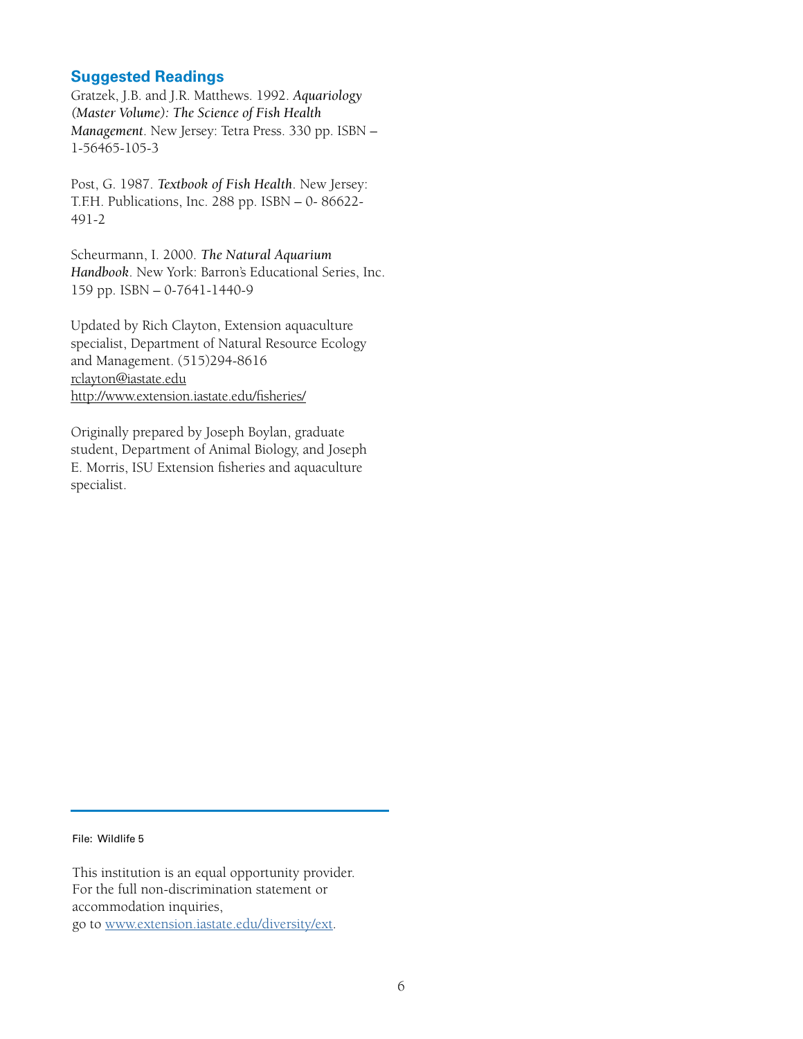## Suggested Readings

Gratzek, J.B. and J.R. Matthews. 1992. ***Aquariology (Master Volume): The Science of Fish Health Management***. New Jersey: Tetra Press. 330 pp. ISBN – 1-56465-105-3

Post, G. 1987. ***Textbook of Fish Health***. New Jersey: T.F.H. Publications, Inc. 288 pp. ISBN – 0- 86622-491-2

Scheurmann, I. 2000. ***The Natural Aquarium Handbook***. New York: Barron's Educational Series, Inc. 159 pp. ISBN – 0-7641-1440-9

Updated by Rich Clayton, Extension aquaculture specialist, Department of Natural Resource Ecology and Management. (515)294-8616
rclayton@iastate.edu
http://www.extension.iastate.edu/fisheries/

Originally prepared by Joseph Boylan, graduate student, Department of Animal Biology, and Joseph E. Morris, ISU Extension fisheries and aquaculture specialist.

File: Wildlife 5

This institution is an equal opportunity provider. For the full non-discrimination statement or accommodation inquiries, go to www.extension.iastate.edu/diversity/ext.